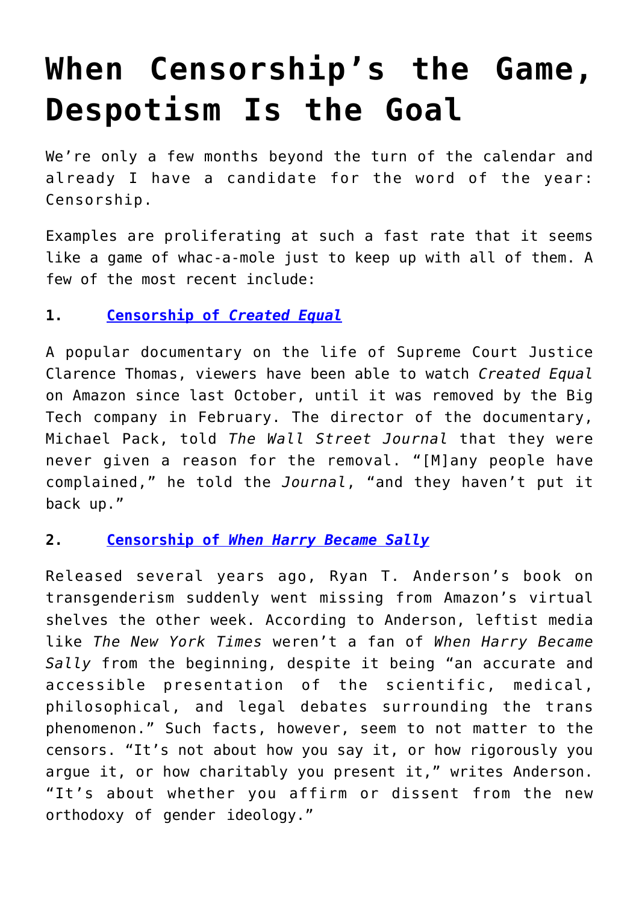# When Censorship's the Game, Despotism Is the Goal

We're only a few months beyond the turn of the calendar and already I have a candidate for the word of the year: Censorship.

Examples are proliferating at such a fast rate that it seems like a game of whac-a-mole just to keep up with all of them. A few of the most recent include:

**1. Censorship of *Created Equal***

A popular documentary on the life of Supreme Court Justice Clarence Thomas, viewers have been able to watch *Created Equal* on Amazon since last October, until it was removed by the Big Tech company in February. The director of the documentary, Michael Pack, told *The Wall Street Journal* that they were never given a reason for the removal. "[M]any people have complained," he told the *Journal*, "and they haven't put it back up."

**2. Censorship of *When Harry Became Sally***

Released several years ago, Ryan T. Anderson's book on transgenderism suddenly went missing from Amazon's virtual shelves the other week. According to Anderson, leftist media like *The New York Times* weren't a fan of *When Harry Became Sally* from the beginning, despite it being "an accurate and accessible presentation of the scientific, medical, philosophical, and legal debates surrounding the trans phenomenon." Such facts, however, seem to not matter to the censors. "It's not about how you say it, or how rigorously you argue it, or how charitably you present it," writes Anderson. "It's about whether you affirm or dissent from the new orthodoxy of gender ideology."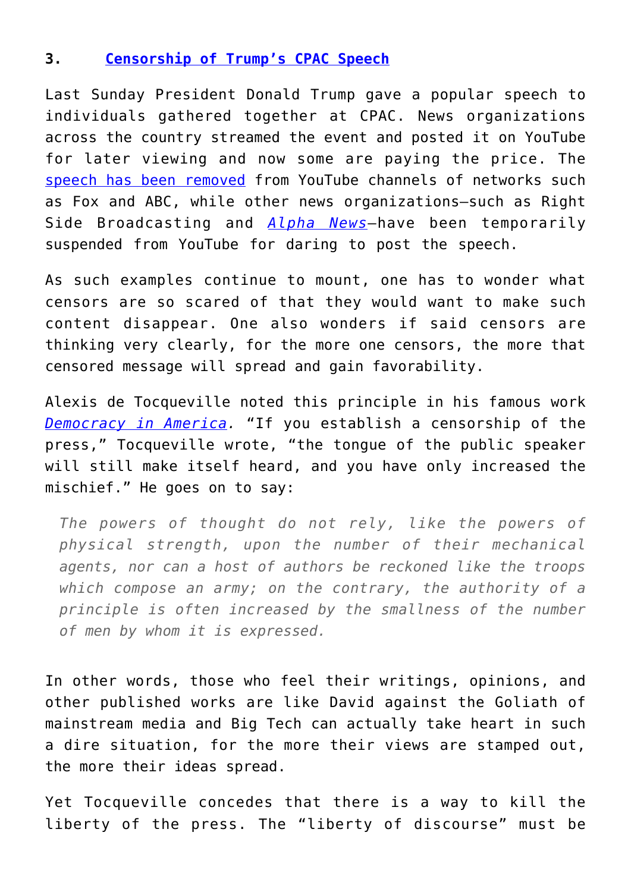### 3. Censorship of Trump's CPAC Speech

Last Sunday President Donald Trump gave a popular speech to individuals gathered together at CPAC. News organizations across the country streamed the event and posted it on YouTube for later viewing and now some are paying the price. The speech has been removed from YouTube channels of networks such as Fox and ABC, while other news organizations—such as Right Side Broadcasting and *Alpha News*—have been temporarily suspended from YouTube for daring to post the speech.

As such examples continue to mount, one has to wonder what censors are so scared of that they would want to make such content disappear. One also wonders if said censors are thinking very clearly, for the more one censors, the more that censored message will spread and gain favorability.

Alexis de Tocqueville noted this principle in his famous work *Democracy in America.* "If you establish a censorship of the press," Tocqueville wrote, "the tongue of the public speaker will still make itself heard, and you have only increased the mischief." He goes on to say:

> *The powers of thought do not rely, like the powers of physical strength, upon the number of their mechanical agents, nor can a host of authors be reckoned like the troops which compose an army; on the contrary, the authority of a principle is often increased by the smallness of the number of men by whom it is expressed.*

In other words, those who feel their writings, opinions, and other published works are like David against the Goliath of mainstream media and Big Tech can actually take heart in such a dire situation, for the more their views are stamped out, the more their ideas spread.

Yet Tocqueville concedes that there is a way to kill the liberty of the press. The "liberty of discourse" must be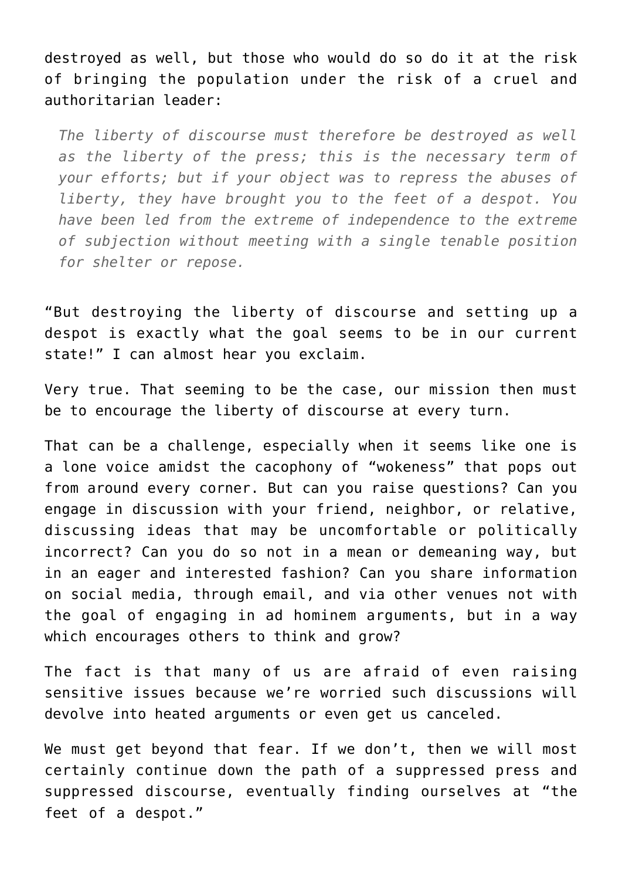destroyed as well, but those who would do so do it at the risk of bringing the population under the risk of a cruel and authoritarian leader:

> *The liberty of discourse must therefore be destroyed as well as the liberty of the press; this is the necessary term of your efforts; but if your object was to repress the abuses of liberty, they have brought you to the feet of a despot. You have been led from the extreme of independence to the extreme of subjection without meeting with a single tenable position for shelter or repose.*

"But destroying the liberty of discourse and setting up a despot is exactly what the goal seems to be in our current state!" I can almost hear you exclaim.

Very true. That seeming to be the case, our mission then must be to encourage the liberty of discourse at every turn.

That can be a challenge, especially when it seems like one is a lone voice amidst the cacophony of "wokeness" that pops out from around every corner. But can you raise questions? Can you engage in discussion with your friend, neighbor, or relative, discussing ideas that may be uncomfortable or politically incorrect? Can you do so not in a mean or demeaning way, but in an eager and interested fashion? Can you share information on social media, through email, and via other venues not with the goal of engaging in ad hominem arguments, but in a way which encourages others to think and grow?

The fact is that many of us are afraid of even raising sensitive issues because we're worried such discussions will devolve into heated arguments or even get us canceled.

We must get beyond that fear. If we don't, then we will most certainly continue down the path of a suppressed press and suppressed discourse, eventually finding ourselves at "the feet of a despot."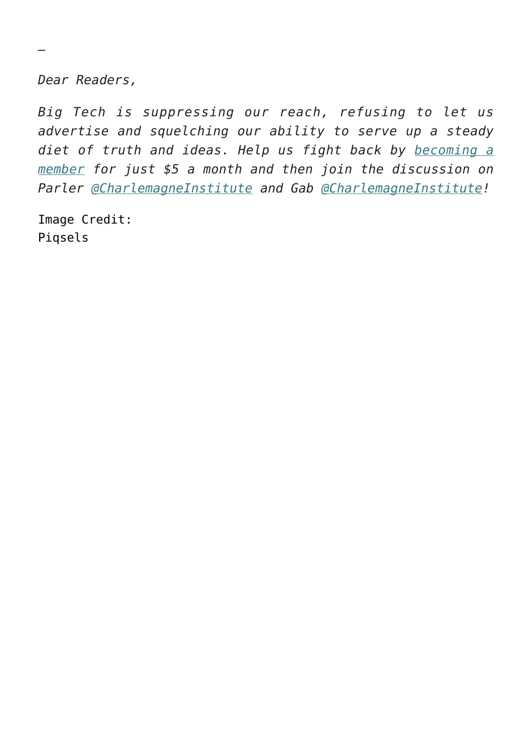—

*Dear Readers,*

*Big Tech is suppressing our reach, refusing to let us advertise and squelching our ability to serve up a steady diet of truth and ideas. Help us fight back by becoming a member for just $5 a month and then join the discussion on Parler @CharlemagneInstitute and Gab @CharlemagneInstitute!*

Image Credit:
Piqsels